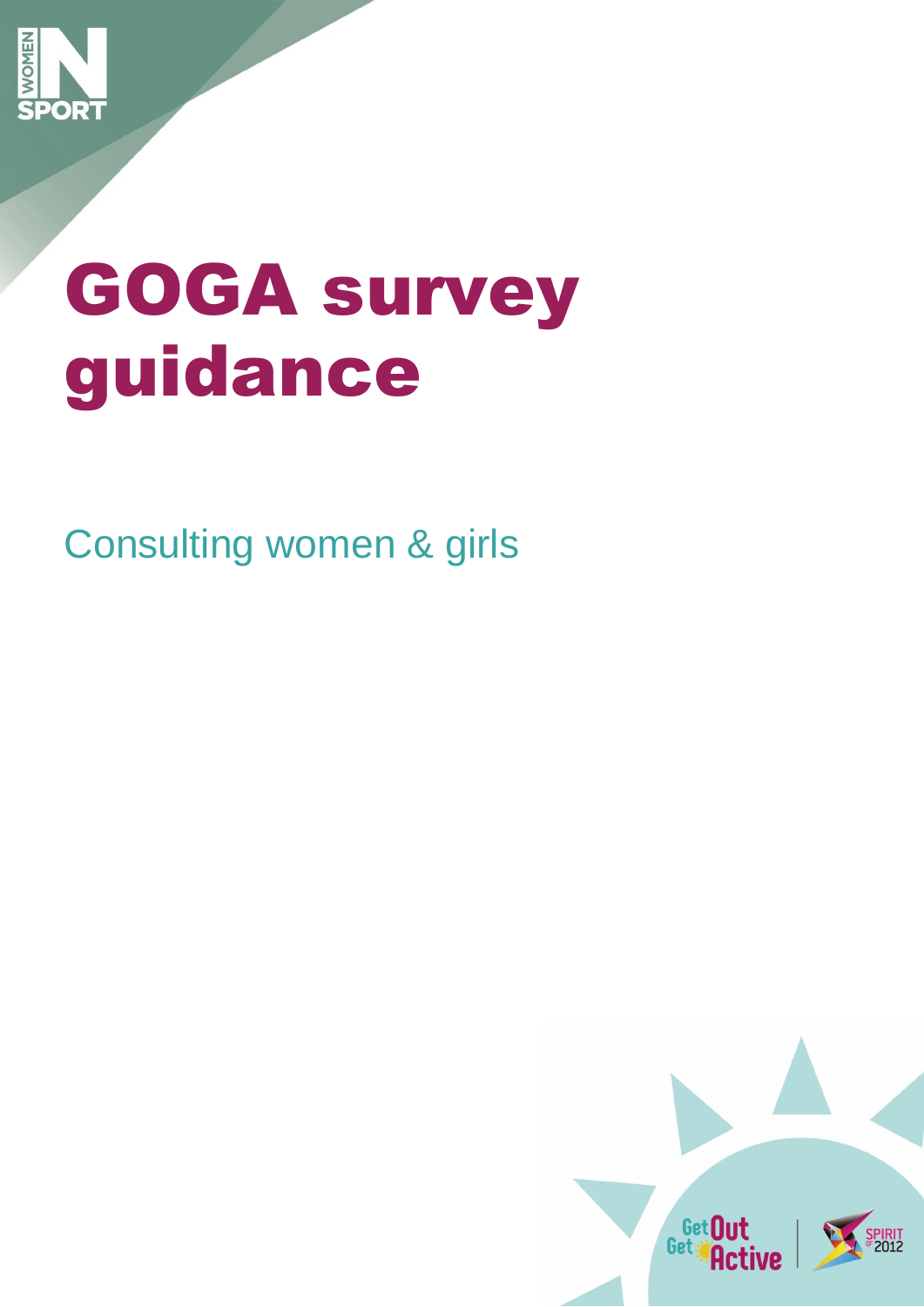# GOGA survey guidance

Consulting women & girls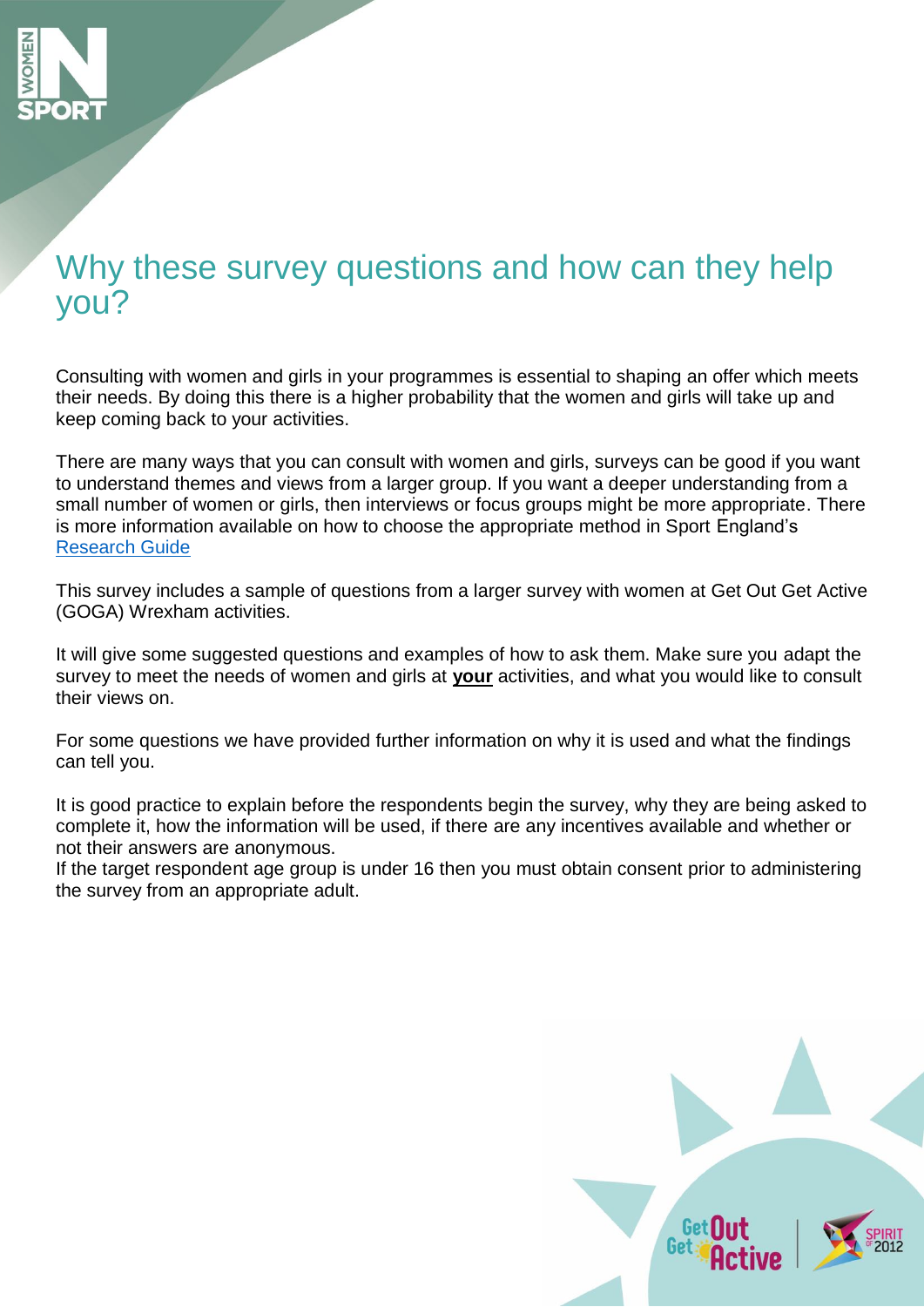# Why these survey questions and how can they help you?

Consulting with women and girls in your programmes is essential to shaping an offer which meets their needs. By doing this there is a higher probability that the women and girls will take up and keep coming back to your activities.

There are many ways that you can consult with women and girls, surveys can be good if you want to understand themes and views from a larger group. If you want a deeper understanding from a small number of women or girls, then interviews or focus groups might be more appropriate. There is more information available on how to choose the appropriate method in Sport England's Research Guide

This survey includes a sample of questions from a larger survey with women at Get Out Get Active (GOGA) Wrexham activities.

It will give some suggested questions and examples of how to ask them. Make sure you adapt the survey to meet the needs of women and girls at **your** activities, and what you would like to consult their views on.

For some questions we have provided further information on why it is used and what the findings can tell you.

It is good practice to explain before the respondents begin the survey, why they are being asked to complete it, how the information will be used, if there are any incentives available and whether or not their answers are anonymous.

If the target respondent age group is under 16 then you must obtain consent prior to administering the survey from an appropriate adult.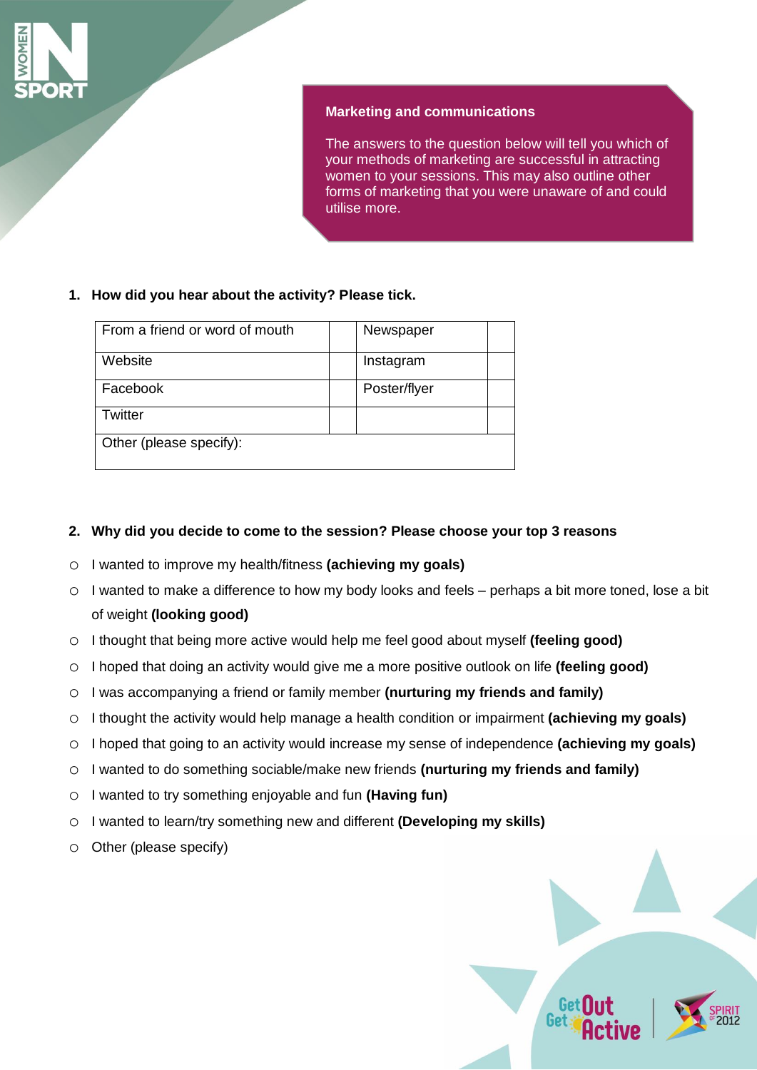## Marketing and communications

The answers to the question below will tell you which of your methods of marketing are successful in attracting women to your sessions. This may also outline other forms of marketing that you were unaware of and could utilise more.

**1. How did you hear about the activity? Please tick.**

| From a friend or word of mouth | | Newspaper | |
|---|---|---|---|
| Website | | Instagram | |
| Facebook | | Poster/flyer | |
| Twitter | | | |
| Other (please specify): | | | |

**2. Why did you decide to come to the session? Please choose your top 3 reasons**

- ○ I wanted to improve my health/fitness **(achieving my goals)**
- ○ I wanted to make a difference to how my body looks and feels – perhaps a bit more toned, lose a bit of weight **(looking good)**
- ○ I thought that being more active would help me feel good about myself **(feeling good)**
- ○ I hoped that doing an activity would give me a more positive outlook on life **(feeling good)**
- ○ I was accompanying a friend or family member **(nurturing my friends and family)**
- ○ I thought the activity would help manage a health condition or impairment **(achieving my goals)**
- ○ I hoped that going to an activity would increase my sense of independence **(achieving my goals)**
- ○ I wanted to do something sociable/make new friends **(nurturing my friends and family)**
- ○ I wanted to try something enjoyable and fun **(Having fun)**
- ○ I wanted to learn/try something new and different **(Developing my skills)**
- ○ Other (please specify)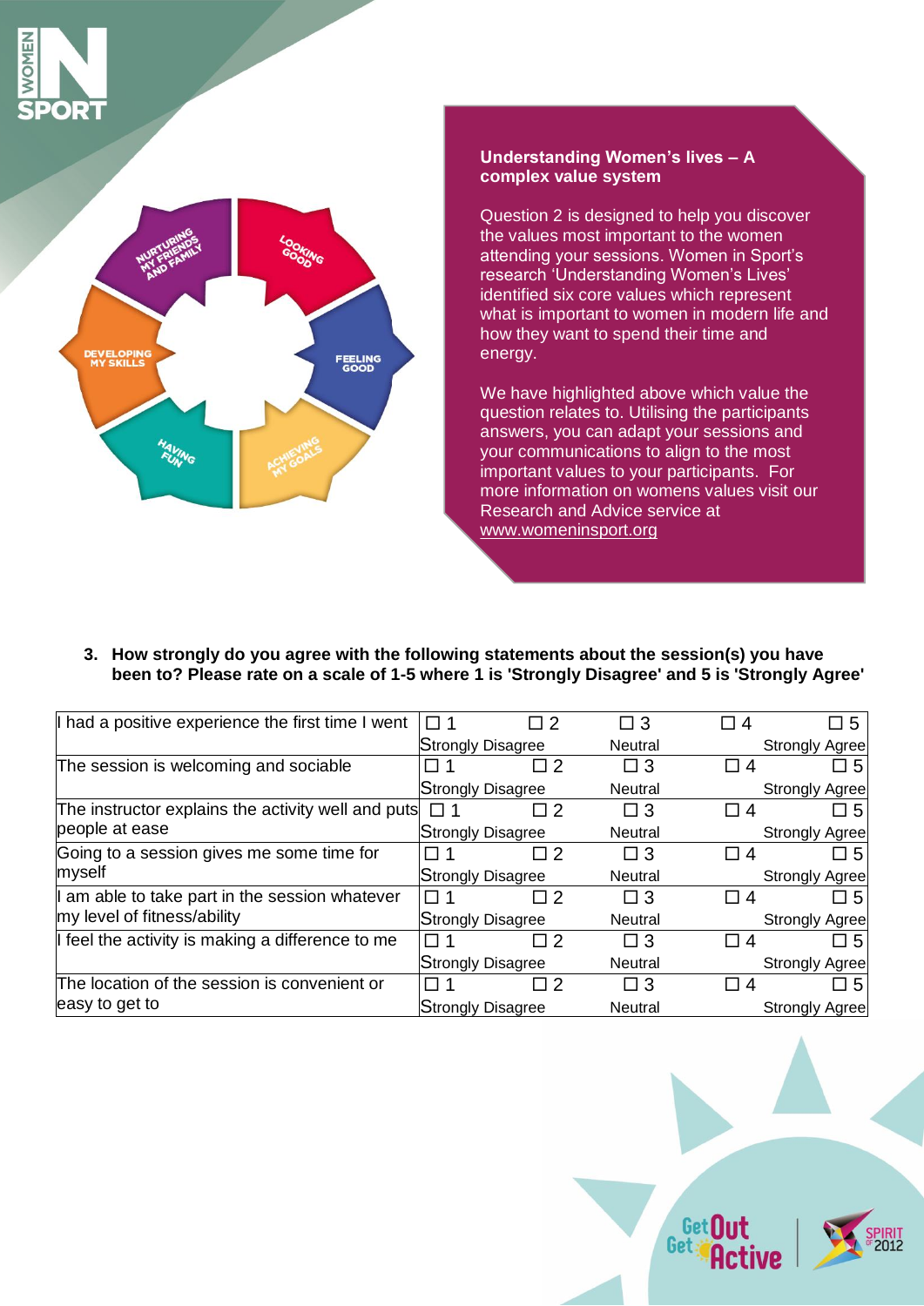**Understanding Women's lives – A complex value system**

Question 2 is designed to help you discover the values most important to the women attending your sessions. Women in Sport's research 'Understanding Women's Lives' identified six core values which represent what is important to women in modern life and how they want to spend their time and energy.

We have highlighted above which value the question relates to. Utilising the participants answers, you can adapt your sessions and your communications to align to the most important values to your participants. For more information on womens values visit our Research and Advice service at www.womeninsport.org

3. **How strongly do you agree with the following statements about the session(s) you have been to? Please rate on a scale of 1-5 where 1 is 'Strongly Disagree' and 5 is 'Strongly Agree'**

| Statement | 1 (Strongly Disagree) | 2 | 3 (Neutral) | 4 | 5 (Strongly Agree) |
|---|---|---|---|---|---|
| I had a positive experience the first time I went | ☐ 1 | ☐ 2 | ☐ 3 | ☐ 4 | ☐ 5 |
| The session is welcoming and sociable | ☐ 1 | ☐ 2 | ☐ 3 | ☐ 4 | ☐ 5 |
| The instructor explains the activity well and puts people at ease | ☐ 1 | ☐ 2 | ☐ 3 | ☐ 4 | ☐ 5 |
| Going to a session gives me some time for myself | ☐ 1 | ☐ 2 | ☐ 3 | ☐ 4 | ☐ 5 |
| I am able to take part in the session whatever my level of fitness/ability | ☐ 1 | ☐ 2 | ☐ 3 | ☐ 4 | ☐ 5 |
| I feel the activity is making a difference to me | ☐ 1 | ☐ 2 | ☐ 3 | ☐ 4 | ☐ 5 |
| The location of the session is convenient or easy to get to | ☐ 1 | ☐ 2 | ☐ 3 | ☐ 4 | ☐ 5 |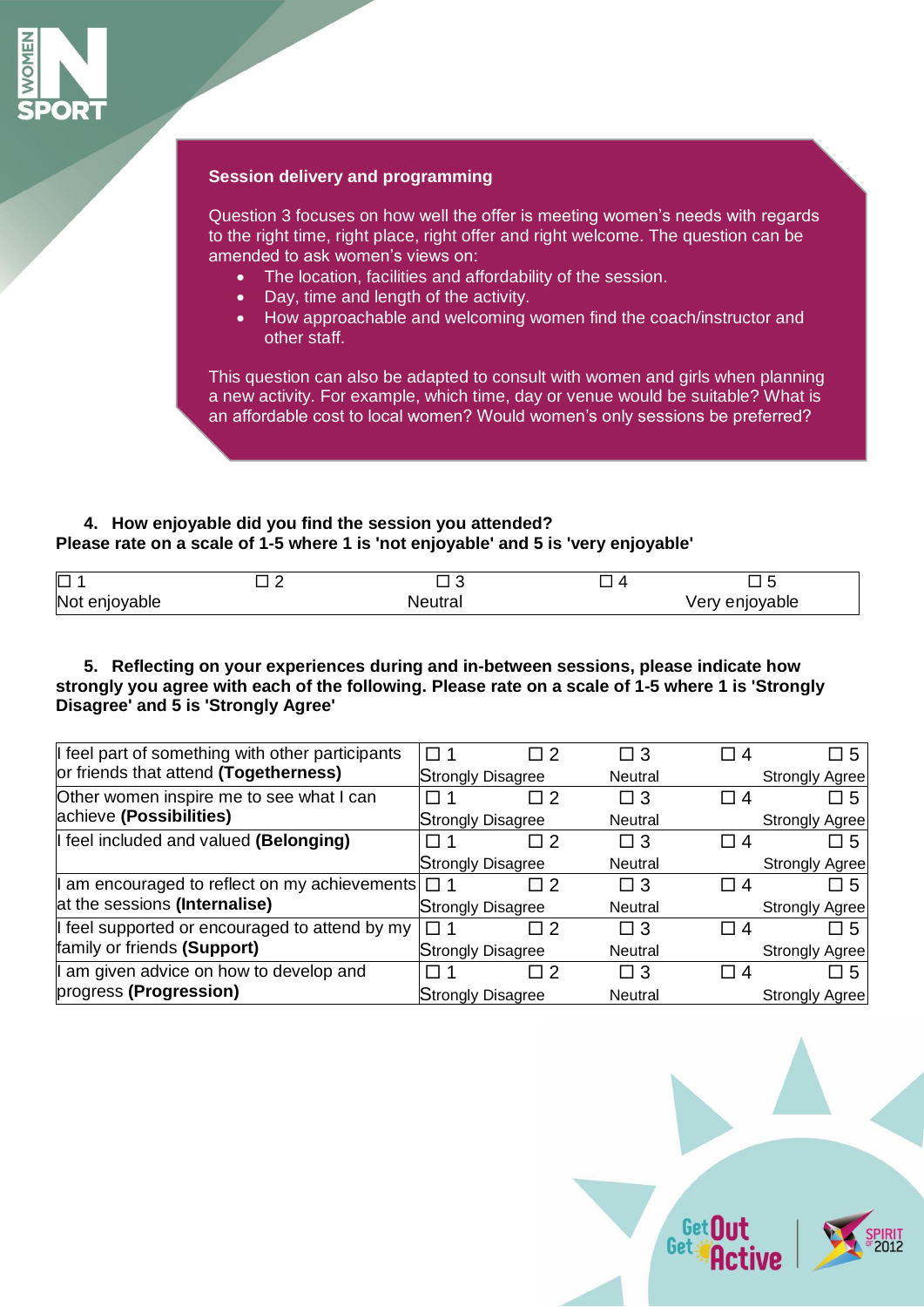**Session delivery and programming**

Question 3 focuses on how well the offer is meeting women's needs with regards to the right time, right place, right offer and right welcome. The question can be amended to ask women's views on:

- The location, facilities and affordability of the session.
- Day, time and length of the activity.
- How approachable and welcoming women find the coach/instructor and other staff.

This question can also be adapted to consult with women and girls when planning a new activity. For example, which time, day or venue would be suitable? What is an affordable cost to local women? Would women's only sessions be preferred?

**4. How enjoyable did you find the session you attended?**
**Please rate on a scale of 1-5 where 1 is 'not enjoyable' and 5 is 'very enjoyable'**

| ☐ 1 Not enjoyable | ☐ 2 | ☐ 3 Neutral | ☐ 4 | ☐ 5 Very enjoyable |
|---|---|---|---|---|

**5. Reflecting on your experiences during and in-between sessions, please indicate how strongly you agree with each of the following. Please rate on a scale of 1-5 where 1 is 'Strongly Disagree' and 5 is 'Strongly Agree'**

| Statement | ☐ 1 Strongly Disagree | ☐ 2 | ☐ 3 Neutral | ☐ 4 | ☐ 5 Strongly Agree |
|---|---|---|---|---|---|
| I feel part of something with other participants or friends that attend **(Togetherness)** | ☐ 1 Strongly Disagree | ☐ 2 | ☐ 3 Neutral | ☐ 4 | ☐ 5 Strongly Agree |
| Other women inspire me to see what I can achieve **(Possibilities)** | ☐ 1 Strongly Disagree | ☐ 2 | ☐ 3 Neutral | ☐ 4 | ☐ 5 Strongly Agree |
| I feel included and valued **(Belonging)** | ☐ 1 Strongly Disagree | ☐ 2 | ☐ 3 Neutral | ☐ 4 | ☐ 5 Strongly Agree |
| I am encouraged to reflect on my achievements at the sessions **(Internalise)** | ☐ 1 Strongly Disagree | ☐ 2 | ☐ 3 Neutral | ☐ 4 | ☐ 5 Strongly Agree |
| I feel supported or encouraged to attend by my family or friends **(Support)** | ☐ 1 Strongly Disagree | ☐ 2 | ☐ 3 Neutral | ☐ 4 | ☐ 5 Strongly Agree |
| I am given advice on how to develop and progress **(Progression)** | ☐ 1 Strongly Disagree | ☐ 2 | ☐ 3 Neutral | ☐ 4 | ☐ 5 Strongly Agree |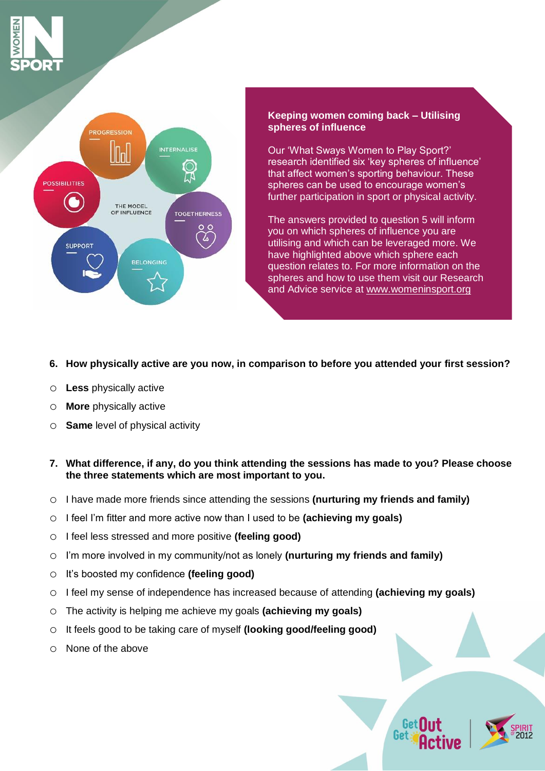THE MODEL OF INFLUENCE

PROGRESSION

INTERNALISE

POSSIBILITIES

TOGETHERNESS

SUPPORT

BELONGING

**Keeping women coming back – Utilising spheres of influence**

Our 'What Sways Women to Play Sport?' research identified six 'key spheres of influence' that affect women's sporting behaviour. These spheres can be used to encourage women's further participation in sport or physical activity.

The answers provided to question 5 will inform you on which spheres of influence you are utilising and which can be leveraged more. We have highlighted above which sphere each question relates to. For more information on the spheres and how to use them visit our Research and Advice service at www.womeninsport.org

**6. How physically active are you now, in comparison to before you attended your first session?**

- ○ **Less** physically active
- ○ **More** physically active
- ○ **Same** level of physical activity

**7. What difference, if any, do you think attending the sessions has made to you? Please choose the three statements which are most important to you.**

- ○ I have made more friends since attending the sessions **(nurturing my friends and family)**
- ○ I feel I'm fitter and more active now than I used to be **(achieving my goals)**
- ○ I feel less stressed and more positive **(feeling good)**
- ○ I'm more involved in my community/not as lonely **(nurturing my friends and family)**
- ○ It's boosted my confidence **(feeling good)**
- ○ I feel my sense of independence has increased because of attending **(achieving my goals)**
- ○ The activity is helping me achieve my goals **(achieving my goals)**
- ○ It feels good to be taking care of myself **(looking good/feeling good)**
- ○ None of the above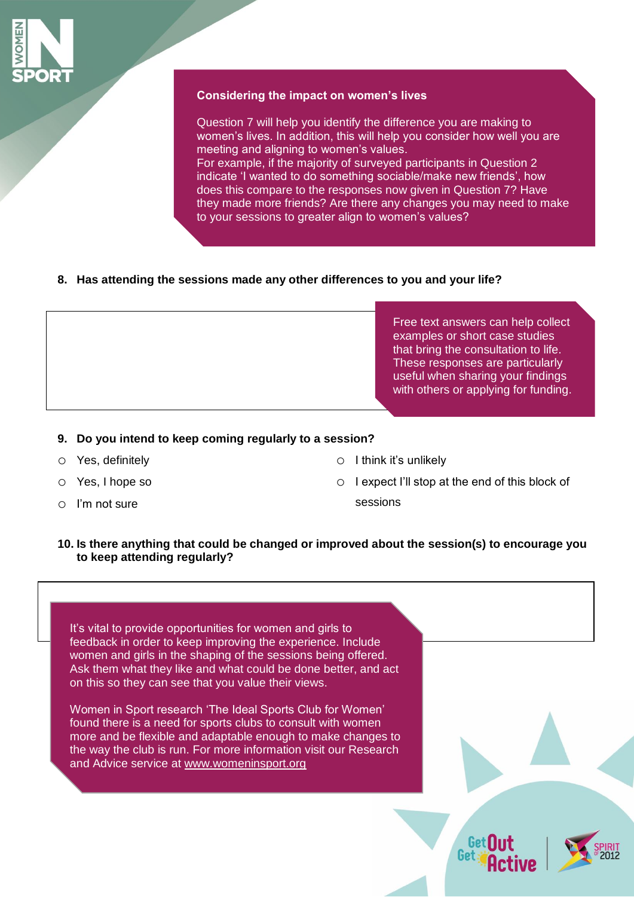**Considering the impact on women's lives**

Question 7 will help you identify the difference you are making to women's lives. In addition, this will help you consider how well you are meeting and aligning to women's values.
For example, if the majority of surveyed participants in Question 2 indicate 'I wanted to do something sociable/make new friends', how does this compare to the responses now given in Question 7? Have they made more friends? Are there any changes you may need to make to your sessions to greater align to women's values?

**8. Has attending the sessions made any other differences to you and your life?**

Free text answers can help collect examples or short case studies that bring the consultation to life. These responses are particularly useful when sharing your findings with others or applying for funding.

**9. Do you intend to keep coming regularly to a session?**

- ○ Yes, definitely
- ○ Yes, I hope so
- ○ I'm not sure
- ○ I think it's unlikely
- ○ I expect I'll stop at the end of this block of sessions

**10. Is there anything that could be changed or improved about the session(s) to encourage you to keep attending regularly?**

It's vital to provide opportunities for women and girls to feedback in order to keep improving the experience. Include women and girls in the shaping of the sessions being offered. Ask them what they like and what could be done better, and act on this so they can see that you value their views.

Women in Sport research 'The Ideal Sports Club for Women' found there is a need for sports clubs to consult with women more and be flexible and adaptable enough to make changes to the way the club is run. For more information visit our Research and Advice service at www.womeninsport.org